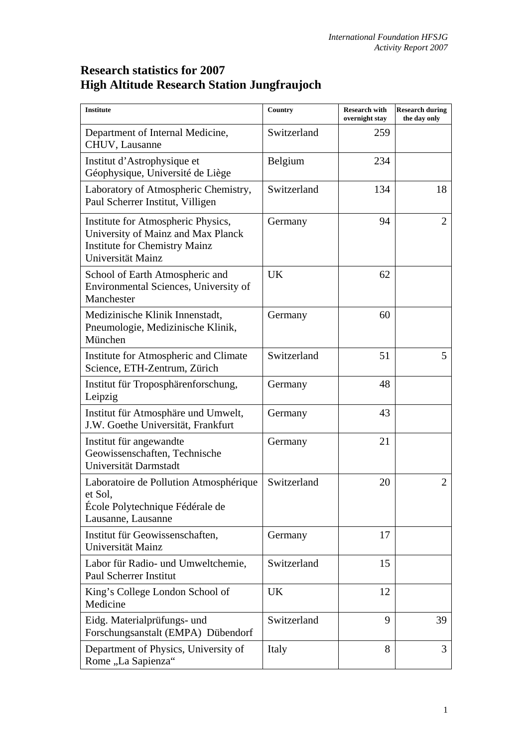# Research statistics for 2007
# High Altitude Research Station Jungfraujoch

| Institute | Country | Research with overnight stay | Research during the day only |
|---|---|---|---|
| Department of Internal Medicine, CHUV, Lausanne | Switzerland | 259 | |
| Institut d'Astrophysique et Géophysique, Université de Liège | Belgium | 234 | |
| Laboratory of Atmospheric Chemistry, Paul Scherrer Institut, Villigen | Switzerland | 134 | 18 |
| Institute for Atmospheric Physics, University of Mainz and Max Planck Institute for Chemistry Mainz Universität Mainz | Germany | 94 | 2 |
| School of Earth Atmospheric and Environmental Sciences, University of Manchester | UK | 62 | |
| Medizinische Klinik Innenstadt, Pneumologie, Medizinische Klinik, München | Germany | 60 | |
| Institute for Atmospheric and Climate Science, ETH-Zentrum, Zürich | Switzerland | 51 | 5 |
| Institut für Troposphärenforschung, Leipzig | Germany | 48 | |
| Institut für Atmosphäre und Umwelt, J.W. Goethe Universität, Frankfurt | Germany | 43 | |
| Institut für angewandte Geowissenschaften, Technische Universität Darmstadt | Germany | 21 | |
| Laboratoire de Pollution Atmosphérique et Sol, École Polytechnique Fédérale de Lausanne, Lausanne | Switzerland | 20 | 2 |
| Institut für Geowissenschaften, Universität Mainz | Germany | 17 | |
| Labor für Radio- und Umweltchemie, Paul Scherrer Institut | Switzerland | 15 | |
| King's College London School of Medicine | UK | 12 | |
| Eidg. Materialprüfungs- und Forschungsanstalt (EMPA) Dübendorf | Switzerland | 9 | 39 |
| Department of Physics, University of Rome „La Sapienza" | Italy | 8 | 3 |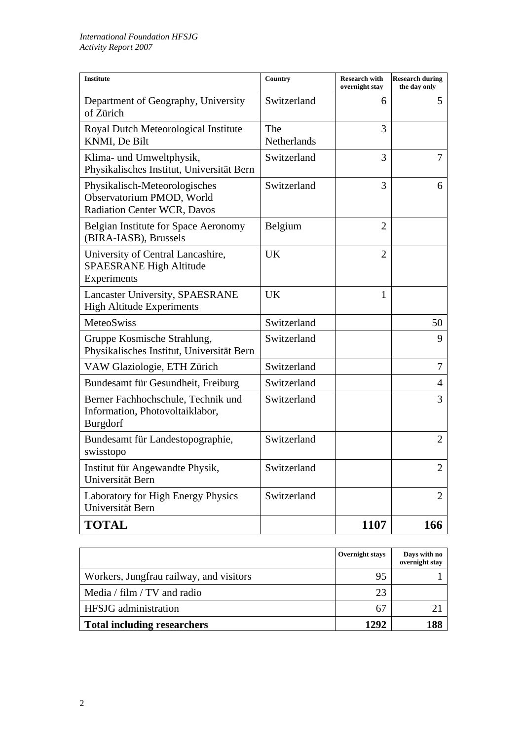| Institute | Country | Research with overnight stay | Research during the day only |
| --- | --- | --- | --- |
| Department of Geography, University of Zürich | Switzerland | 6 | 5 |
| Royal Dutch Meteorological Institute KNMI, De Bilt | The Netherlands | 3 | |
| Klima- und Umweltphysik, Physikalisches Institut, Universität Bern | Switzerland | 3 | 7 |
| Physikalisch-Meteorologisches Observatorium PMOD, World Radiation Center WCR, Davos | Switzerland | 3 | 6 |
| Belgian Institute for Space Aeronomy (BIRA-IASB), Brussels | Belgium | 2 | |
| University of Central Lancashire, SPAESRANE High Altitude Experiments | UK | 2 | |
| Lancaster University, SPAESRANE High Altitude Experiments | UK | 1 | |
| MeteoSwiss | Switzerland | | 50 |
| Gruppe Kosmische Strahlung, Physikalisches Institut, Universität Bern | Switzerland | | 9 |
| VAW Glaziologie, ETH Zürich | Switzerland | | 7 |
| Bundesamt für Gesundheit, Freiburg | Switzerland | | 4 |
| Berner Fachhochschule, Technik und Information, Photovoltaiklabor, Burgdorf | Switzerland | | 3 |
| Bundesamt für Landestopographie, swisstopo | Switzerland | | 2 |
| Institut für Angewandte Physik, Universität Bern | Switzerland | | 2 |
| Laboratory for High Energy Physics Universität Bern | Switzerland | | 2 |
| **TOTAL** | | **1107** | **166** |

| | Overnight stays | Days with no overnight stay |
| --- | --- | --- |
| Workers, Jungfrau railway, and visitors | 95 | 1 |
| Media / film / TV and radio | 23 | |
| HFSJG administration | 67 | 21 |
| **Total including researchers** | **1292** | **188** |